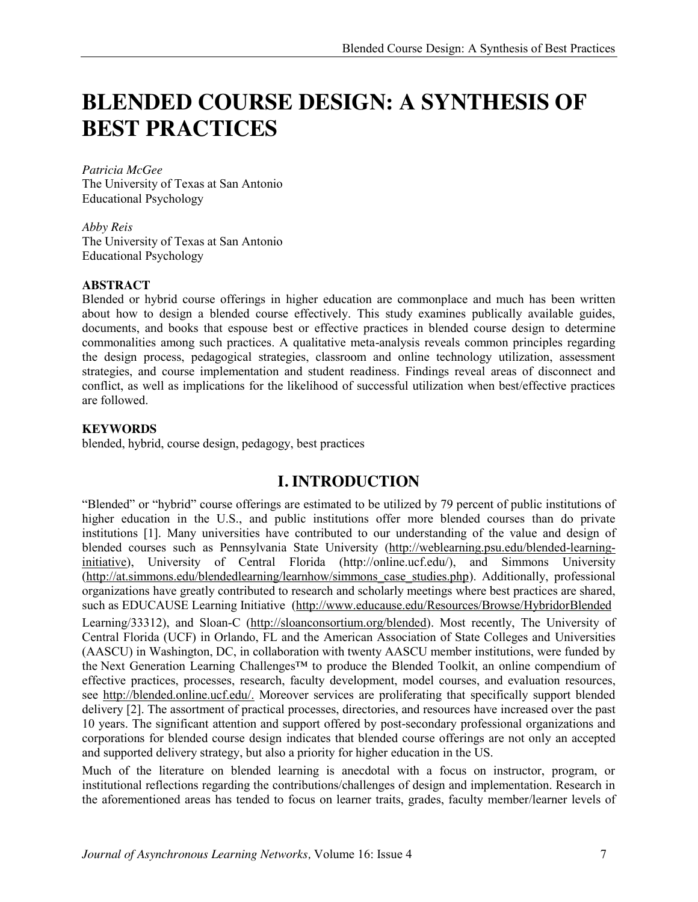# BLENDED COURSE DESIGN: A SYNTHESIS OF BEST PRACTICES

*Patricia McGee*
The University of Texas at San Antonio
Educational Psychology

*Abby Reis*
The University of Texas at San Antonio
Educational Psychology

**ABSTRACT**

Blended or hybrid course offerings in higher education are commonplace and much has been written about how to design a blended course effectively. This study examines publically available guides, documents, and books that espouse best or effective practices in blended course design to determine commonalities among such practices. A qualitative meta-analysis reveals common principles regarding the design process, pedagogical strategies, classroom and online technology utilization, assessment strategies, and course implementation and student readiness. Findings reveal areas of disconnect and conflict, as well as implications for the likelihood of successful utilization when best/effective practices are followed.

**KEYWORDS**

blended, hybrid, course design, pedagogy, best practices

## I. INTRODUCTION

"Blended" or "hybrid" course offerings are estimated to be utilized by 79 percent of public institutions of higher education in the U.S., and public institutions offer more blended courses than do private institutions [1]. Many universities have contributed to our understanding of the value and design of blended courses such as Pennsylvania State University (http://weblearning.psu.edu/blended-learning-initiative), University of Central Florida (http://online.ucf.edu/), and Simmons University (http://at.simmons.edu/blendedlearning/learnhow/simmons_case_studies.php). Additionally, professional organizations have greatly contributed to research and scholarly meetings where best practices are shared, such as EDUCAUSE Learning Initiative (http://www.educause.edu/Resources/Browse/HybridorBlended Learning/33312), and Sloan-C (http://sloanconsortium.org/blended). Most recently, The University of Central Florida (UCF) in Orlando, FL and the American Association of State Colleges and Universities (AASCU) in Washington, DC, in collaboration with twenty AASCU member institutions, were funded by the Next Generation Learning Challenges™ to produce the Blended Toolkit, an online compendium of effective practices, processes, research, faculty development, model courses, and evaluation resources, see http://blended.online.ucf.edu/. Moreover services are proliferating that specifically support blended delivery [2]. The assortment of practical processes, directories, and resources have increased over the past 10 years. The significant attention and support offered by post-secondary professional organizations and corporations for blended course design indicates that blended course offerings are not only an accepted and supported delivery strategy, but also a priority for higher education in the US.

Much of the literature on blended learning is anecdotal with a focus on instructor, program, or institutional reflections regarding the contributions/challenges of design and implementation. Research in the aforementioned areas has tended to focus on learner traits, grades, faculty member/learner levels of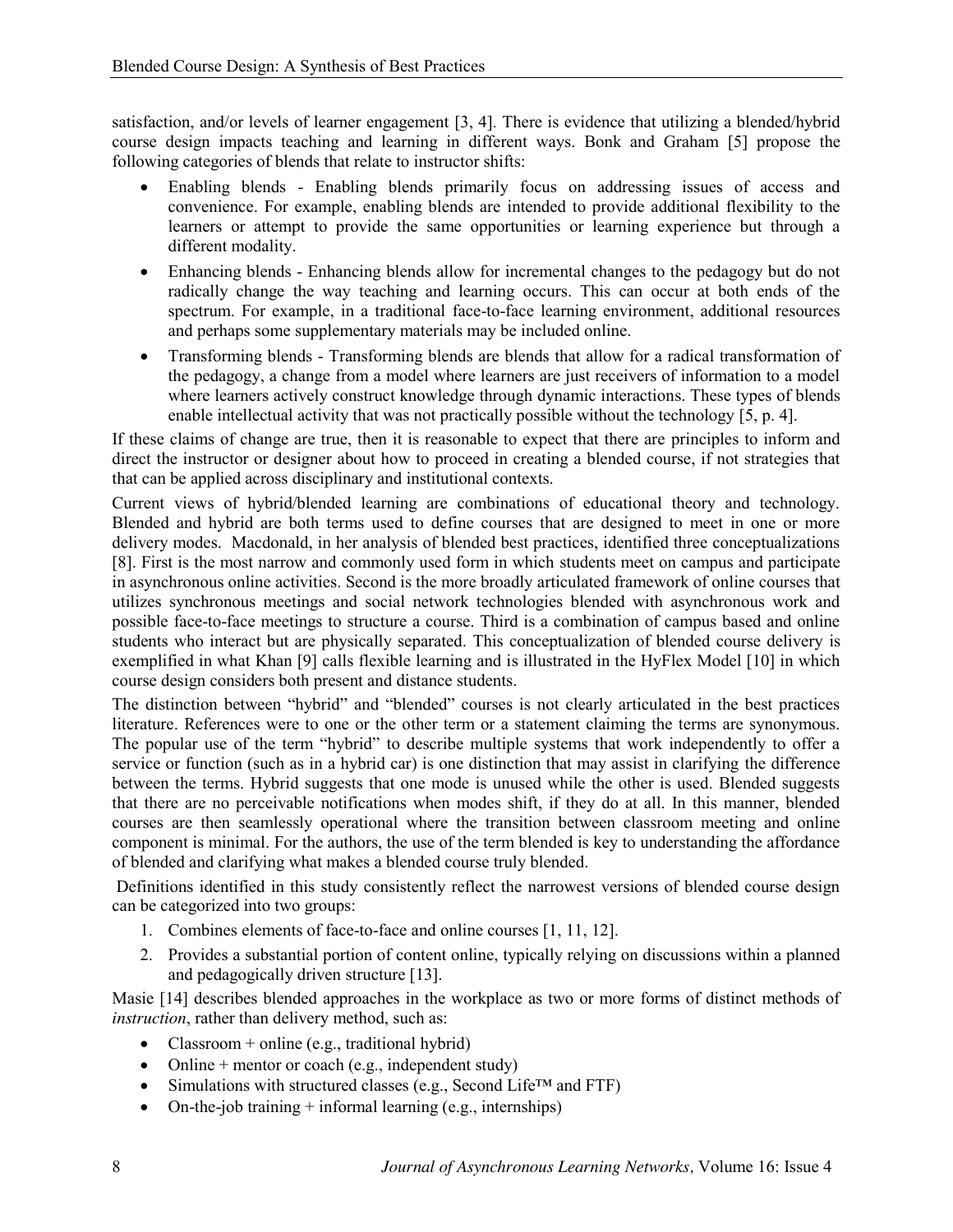satisfaction, and/or levels of learner engagement [3, 4]. There is evidence that utilizing a blended/hybrid course design impacts teaching and learning in different ways. Bonk and Graham [5] propose the following categories of blends that relate to instructor shifts:

- Enabling blends - Enabling blends primarily focus on addressing issues of access and convenience. For example, enabling blends are intended to provide additional flexibility to the learners or attempt to provide the same opportunities or learning experience but through a different modality.
- Enhancing blends - Enhancing blends allow for incremental changes to the pedagogy but do not radically change the way teaching and learning occurs. This can occur at both ends of the spectrum. For example, in a traditional face-to-face learning environment, additional resources and perhaps some supplementary materials may be included online.
- Transforming blends - Transforming blends are blends that allow for a radical transformation of the pedagogy, a change from a model where learners are just receivers of information to a model where learners actively construct knowledge through dynamic interactions. These types of blends enable intellectual activity that was not practically possible without the technology [5, p. 4].

If these claims of change are true, then it is reasonable to expect that there are principles to inform and direct the instructor or designer about how to proceed in creating a blended course, if not strategies that that can be applied across disciplinary and institutional contexts.

Current views of hybrid/blended learning are combinations of educational theory and technology. Blended and hybrid are both terms used to define courses that are designed to meet in one or more delivery modes. Macdonald, in her analysis of blended best practices, identified three conceptualizations [8]. First is the most narrow and commonly used form in which students meet on campus and participate in asynchronous online activities. Second is the more broadly articulated framework of online courses that utilizes synchronous meetings and social network technologies blended with asynchronous work and possible face-to-face meetings to structure a course. Third is a combination of campus based and online students who interact but are physically separated. This conceptualization of blended course delivery is exemplified in what Khan [9] calls flexible learning and is illustrated in the HyFlex Model [10] in which course design considers both present and distance students.

The distinction between "hybrid" and "blended" courses is not clearly articulated in the best practices literature. References were to one or the other term or a statement claiming the terms are synonymous. The popular use of the term "hybrid" to describe multiple systems that work independently to offer a service or function (such as in a hybrid car) is one distinction that may assist in clarifying the difference between the terms. Hybrid suggests that one mode is unused while the other is used. Blended suggests that there are no perceivable notifications when modes shift, if they do at all. In this manner, blended courses are then seamlessly operational where the transition between classroom meeting and online component is minimal. For the authors, the use of the term blended is key to understanding the affordance of blended and clarifying what makes a blended course truly blended.

Definitions identified in this study consistently reflect the narrowest versions of blended course design can be categorized into two groups:

1. Combines elements of face-to-face and online courses [1, 11, 12].
2. Provides a substantial portion of content online, typically relying on discussions within a planned and pedagogically driven structure [13].

Masie [14] describes blended approaches in the workplace as two or more forms of distinct methods of *instruction*, rather than delivery method, such as:

- Classroom + online (e.g., traditional hybrid)
- Online + mentor or coach (e.g., independent study)
- Simulations with structured classes (e.g., Second Life™ and FTF)
- On-the-job training + informal learning (e.g., internships)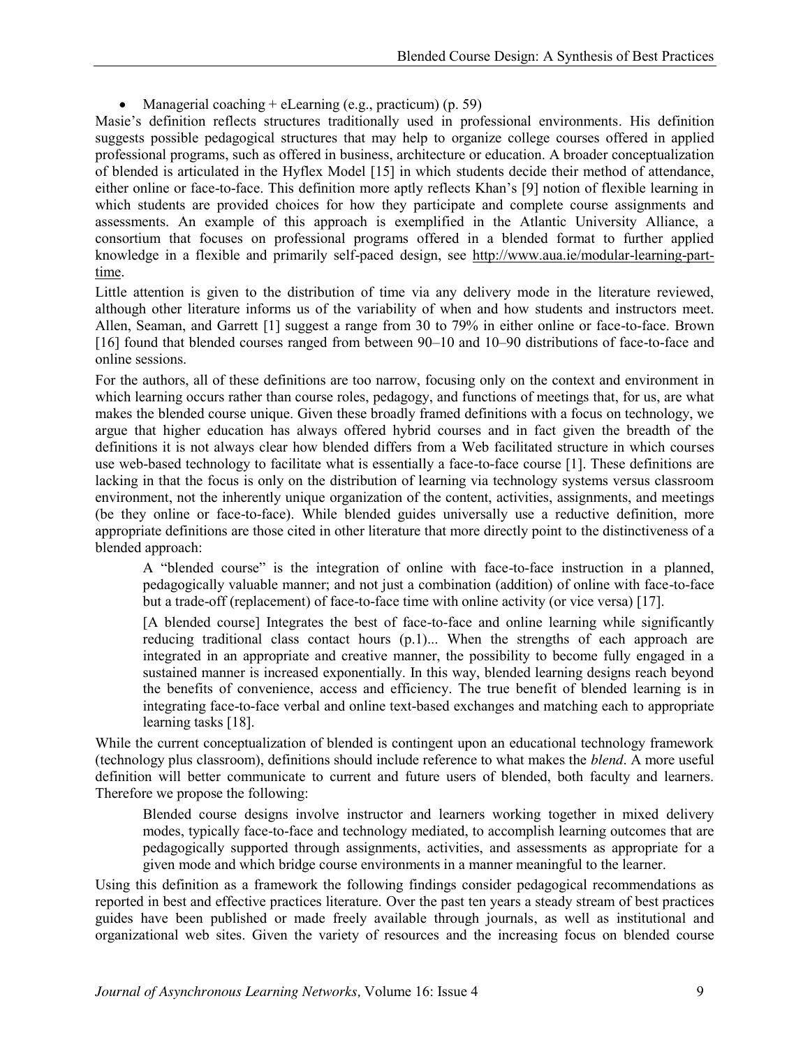- Managerial coaching + eLearning (e.g., practicum) (p. 59)

Masie's definition reflects structures traditionally used in professional environments. His definition suggests possible pedagogical structures that may help to organize college courses offered in applied professional programs, such as offered in business, architecture or education. A broader conceptualization of blended is articulated in the Hyflex Model [15] in which students decide their method of attendance, either online or face-to-face. This definition more aptly reflects Khan's [9] notion of flexible learning in which students are provided choices for how they participate and complete course assignments and assessments. An example of this approach is exemplified in the Atlantic University Alliance, a consortium that focuses on professional programs offered in a blended format to further applied knowledge in a flexible and primarily self-paced design, see http://www.aua.ie/modular-learning-part-time.

Little attention is given to the distribution of time via any delivery mode in the literature reviewed, although other literature informs us of the variability of when and how students and instructors meet. Allen, Seaman, and Garrett [1] suggest a range from 30 to 79% in either online or face-to-face. Brown [16] found that blended courses ranged from between 90–10 and 10–90 distributions of face-to-face and online sessions.

For the authors, all of these definitions are too narrow, focusing only on the context and environment in which learning occurs rather than course roles, pedagogy, and functions of meetings that, for us, are what makes the blended course unique. Given these broadly framed definitions with a focus on technology, we argue that higher education has always offered hybrid courses and in fact given the breadth of the definitions it is not always clear how blended differs from a Web facilitated structure in which courses use web-based technology to facilitate what is essentially a face-to-face course [1]. These definitions are lacking in that the focus is only on the distribution of learning via technology systems versus classroom environment, not the inherently unique organization of the content, activities, assignments, and meetings (be they online or face-to-face). While blended guides universally use a reductive definition, more appropriate definitions are those cited in other literature that more directly point to the distinctiveness of a blended approach:

> A "blended course" is the integration of online with face-to-face instruction in a planned, pedagogically valuable manner; and not just a combination (addition) of online with face-to-face but a trade-off (replacement) of face-to-face time with online activity (or vice versa) [17].

> [A blended course] Integrates the best of face-to-face and online learning while significantly reducing traditional class contact hours (p.1)... When the strengths of each approach are integrated in an appropriate and creative manner, the possibility to become fully engaged in a sustained manner is increased exponentially. In this way, blended learning designs reach beyond the benefits of convenience, access and efficiency. The true benefit of blended learning is in integrating face-to-face verbal and online text-based exchanges and matching each to appropriate learning tasks [18].

While the current conceptualization of blended is contingent upon an educational technology framework (technology plus classroom), definitions should include reference to what makes the *blend*. A more useful definition will better communicate to current and future users of blended, both faculty and learners. Therefore we propose the following:

> Blended course designs involve instructor and learners working together in mixed delivery modes, typically face-to-face and technology mediated, to accomplish learning outcomes that are pedagogically supported through assignments, activities, and assessments as appropriate for a given mode and which bridge course environments in a manner meaningful to the learner.

Using this definition as a framework the following findings consider pedagogical recommendations as reported in best and effective practices literature. Over the past ten years a steady stream of best practices guides have been published or made freely available through journals, as well as institutional and organizational web sites. Given the variety of resources and the increasing focus on blended course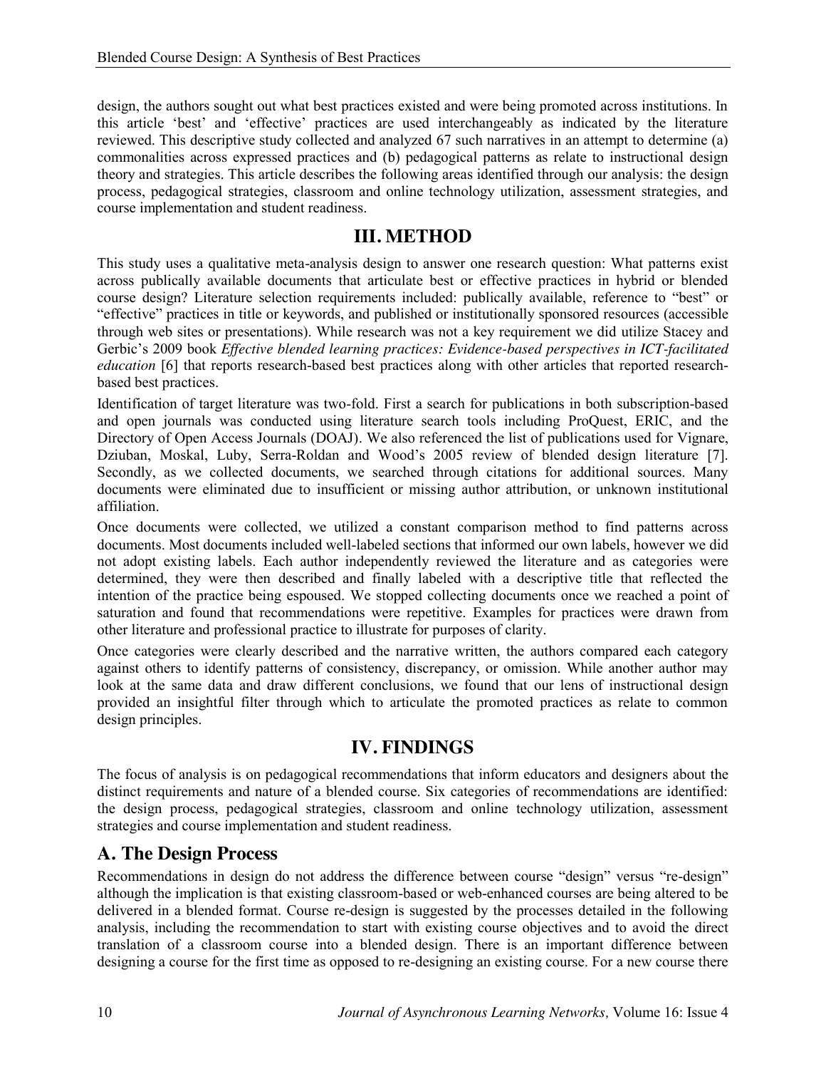design, the authors sought out what best practices existed and were being promoted across institutions. In this article 'best' and 'effective' practices are used interchangeably as indicated by the literature reviewed. This descriptive study collected and analyzed 67 such narratives in an attempt to determine (a) commonalities across expressed practices and (b) pedagogical patterns as relate to instructional design theory and strategies. This article describes the following areas identified through our analysis: the design process, pedagogical strategies, classroom and online technology utilization, assessment strategies, and course implementation and student readiness.

## III. METHOD

This study uses a qualitative meta-analysis design to answer one research question: What patterns exist across publically available documents that articulate best or effective practices in hybrid or blended course design? Literature selection requirements included: publically available, reference to "best" or "effective" practices in title or keywords, and published or institutionally sponsored resources (accessible through web sites or presentations). While research was not a key requirement we did utilize Stacey and Gerbic's 2009 book *Effective blended learning practices: Evidence-based perspectives in ICT-facilitated education* [6] that reports research-based best practices along with other articles that reported research-based best practices.

Identification of target literature was two-fold. First a search for publications in both subscription-based and open journals was conducted using literature search tools including ProQuest, ERIC, and the Directory of Open Access Journals (DOAJ). We also referenced the list of publications used for Vignare, Dziuban, Moskal, Luby, Serra-Roldan and Wood's 2005 review of blended design literature [7]. Secondly, as we collected documents, we searched through citations for additional sources. Many documents were eliminated due to insufficient or missing author attribution, or unknown institutional affiliation.

Once documents were collected, we utilized a constant comparison method to find patterns across documents. Most documents included well-labeled sections that informed our own labels, however we did not adopt existing labels. Each author independently reviewed the literature and as categories were determined, they were then described and finally labeled with a descriptive title that reflected the intention of the practice being espoused. We stopped collecting documents once we reached a point of saturation and found that recommendations were repetitive. Examples for practices were drawn from other literature and professional practice to illustrate for purposes of clarity.

Once categories were clearly described and the narrative written, the authors compared each category against others to identify patterns of consistency, discrepancy, or omission. While another author may look at the same data and draw different conclusions, we found that our lens of instructional design provided an insightful filter through which to articulate the promoted practices as relate to common design principles.

## IV. FINDINGS

The focus of analysis is on pedagogical recommendations that inform educators and designers about the distinct requirements and nature of a blended course. Six categories of recommendations are identified: the design process, pedagogical strategies, classroom and online technology utilization, assessment strategies and course implementation and student readiness.

### A. The Design Process

Recommendations in design do not address the difference between course "design" versus "re-design" although the implication is that existing classroom-based or web-enhanced courses are being altered to be delivered in a blended format. Course re-design is suggested by the processes detailed in the following analysis, including the recommendation to start with existing course objectives and to avoid the direct translation of a classroom course into a blended design. There is an important difference between designing a course for the first time as opposed to re-designing an existing course. For a new course there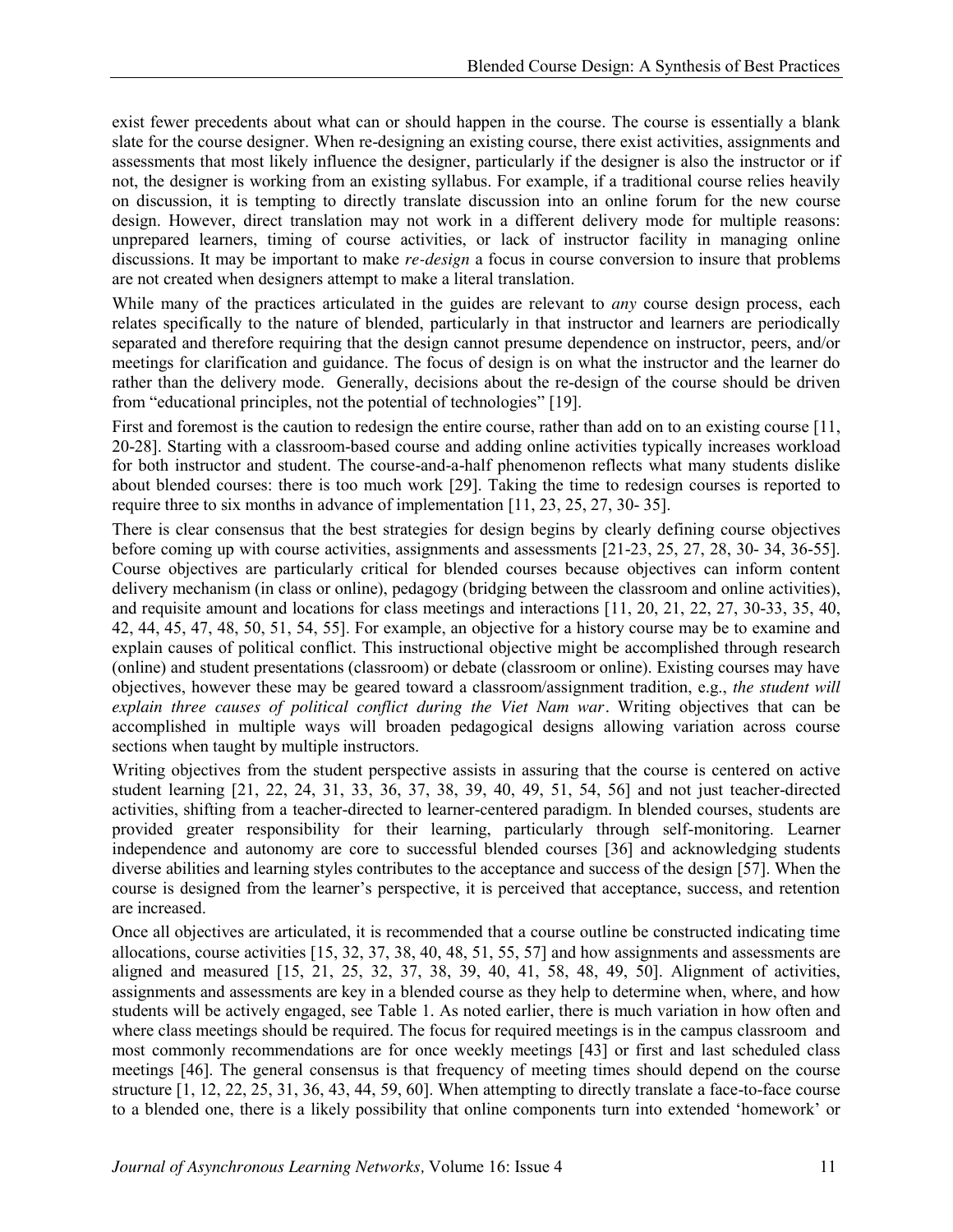exist fewer precedents about what can or should happen in the course. The course is essentially a blank slate for the course designer. When re-designing an existing course, there exist activities, assignments and assessments that most likely influence the designer, particularly if the designer is also the instructor or if not, the designer is working from an existing syllabus. For example, if a traditional course relies heavily on discussion, it is tempting to directly translate discussion into an online forum for the new course design. However, direct translation may not work in a different delivery mode for multiple reasons: unprepared learners, timing of course activities, or lack of instructor facility in managing online discussions. It may be important to make *re-design* a focus in course conversion to insure that problems are not created when designers attempt to make a literal translation.

While many of the practices articulated in the guides are relevant to *any* course design process, each relates specifically to the nature of blended, particularly in that instructor and learners are periodically separated and therefore requiring that the design cannot presume dependence on instructor, peers, and/or meetings for clarification and guidance. The focus of design is on what the instructor and the learner do rather than the delivery mode. Generally, decisions about the re-design of the course should be driven from "educational principles, not the potential of technologies" [19].

First and foremost is the caution to redesign the entire course, rather than add on to an existing course [11, 20-28]. Starting with a classroom-based course and adding online activities typically increases workload for both instructor and student. The course-and-a-half phenomenon reflects what many students dislike about blended courses: there is too much work [29]. Taking the time to redesign courses is reported to require three to six months in advance of implementation [11, 23, 25, 27, 30- 35].

There is clear consensus that the best strategies for design begins by clearly defining course objectives before coming up with course activities, assignments and assessments [21-23, 25, 27, 28, 30- 34, 36-55]. Course objectives are particularly critical for blended courses because objectives can inform content delivery mechanism (in class or online), pedagogy (bridging between the classroom and online activities), and requisite amount and locations for class meetings and interactions [11, 20, 21, 22, 27, 30-33, 35, 40, 42, 44, 45, 47, 48, 50, 51, 54, 55]. For example, an objective for a history course may be to examine and explain causes of political conflict. This instructional objective might be accomplished through research (online) and student presentations (classroom) or debate (classroom or online). Existing courses may have objectives, however these may be geared toward a classroom/assignment tradition, e.g., *the student will explain three causes of political conflict during the Viet Nam war*. Writing objectives that can be accomplished in multiple ways will broaden pedagogical designs allowing variation across course sections when taught by multiple instructors.

Writing objectives from the student perspective assists in assuring that the course is centered on active student learning [21, 22, 24, 31, 33, 36, 37, 38, 39, 40, 49, 51, 54, 56] and not just teacher-directed activities, shifting from a teacher-directed to learner-centered paradigm. In blended courses, students are provided greater responsibility for their learning, particularly through self-monitoring. Learner independence and autonomy are core to successful blended courses [36] and acknowledging students diverse abilities and learning styles contributes to the acceptance and success of the design [57]. When the course is designed from the learner's perspective, it is perceived that acceptance, success, and retention are increased.

Once all objectives are articulated, it is recommended that a course outline be constructed indicating time allocations, course activities [15, 32, 37, 38, 40, 48, 51, 55, 57] and how assignments and assessments are aligned and measured [15, 21, 25, 32, 37, 38, 39, 40, 41, 58, 48, 49, 50]. Alignment of activities, assignments and assessments are key in a blended course as they help to determine when, where, and how students will be actively engaged, see Table 1. As noted earlier, there is much variation in how often and where class meetings should be required. The focus for required meetings is in the campus classroom and most commonly recommendations are for once weekly meetings [43] or first and last scheduled class meetings [46]. The general consensus is that frequency of meeting times should depend on the course structure [1, 12, 22, 25, 31, 36, 43, 44, 59, 60]. When attempting to directly translate a face-to-face course to a blended one, there is a likely possibility that online components turn into extended 'homework' or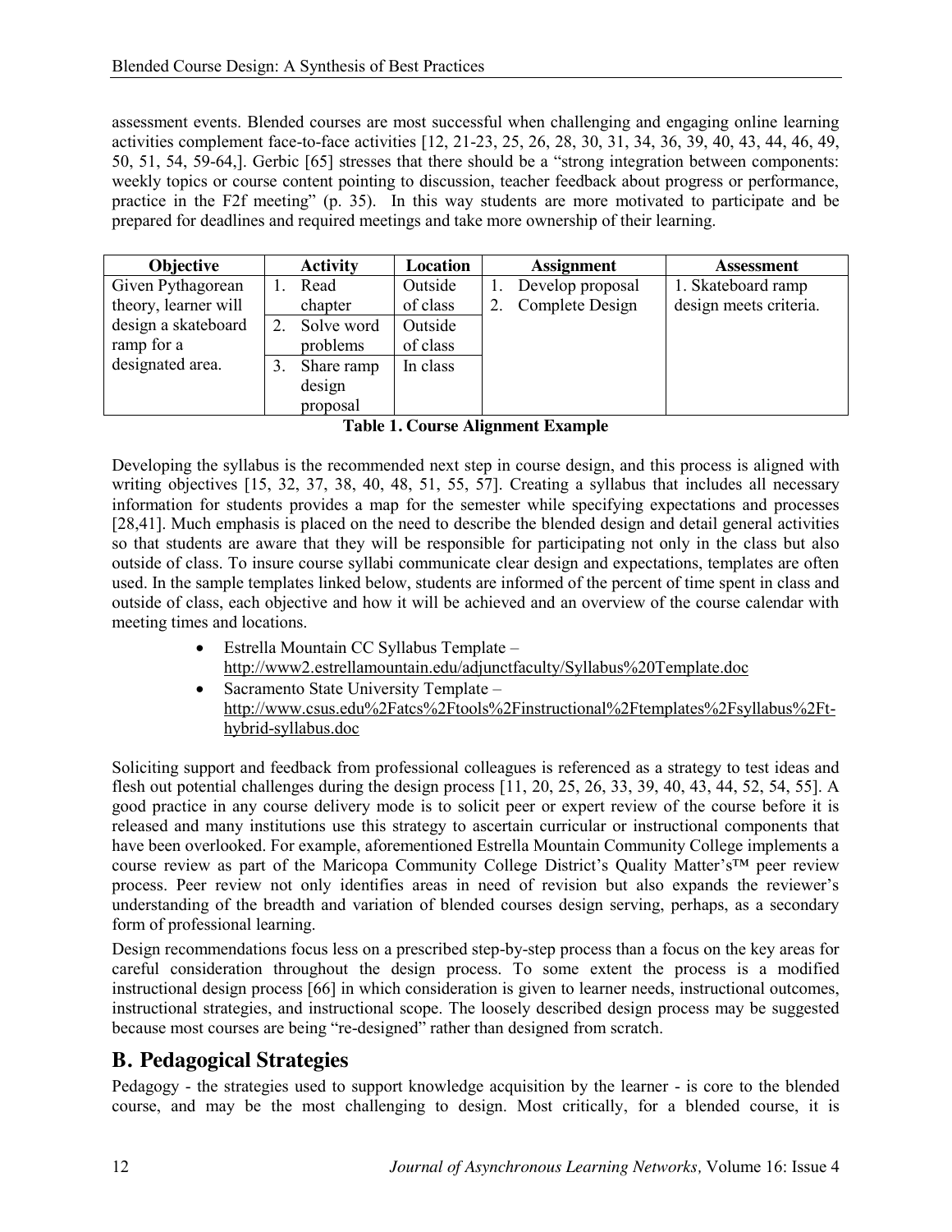assessment events. Blended courses are most successful when challenging and engaging online learning activities complement face-to-face activities [12, 21-23, 25, 26, 28, 30, 31, 34, 36, 39, 40, 43, 44, 46, 49, 50, 51, 54, 59-64,]. Gerbic [65] stresses that there should be a "strong integration between components: weekly topics or course content pointing to discussion, teacher feedback about progress or performance, practice in the F2f meeting" (p. 35). In this way students are more motivated to participate and be prepared for deadlines and required meetings and take more ownership of their learning.

| Objective | Activity | Location | Assignment | Assessment |
|---|---|---|---|---|
| Given Pythagorean theory, learner will design a skateboard ramp for a designated area. | 1. Read chapter | Outside of class | 1. Develop proposal<br>2. Complete Design | 1. Skateboard ramp design meets criteria. |
| | 2. Solve word problems | Outside of class | | |
| | 3. Share ramp design proposal | In class | | |

**Table 1. Course Alignment Example**

Developing the syllabus is the recommended next step in course design, and this process is aligned with writing objectives [15, 32, 37, 38, 40, 48, 51, 55, 57]. Creating a syllabus that includes all necessary information for students provides a map for the semester while specifying expectations and processes [28,41]. Much emphasis is placed on the need to describe the blended design and detail general activities so that students are aware that they will be responsible for participating not only in the class but also outside of class. To insure course syllabi communicate clear design and expectations, templates are often used. In the sample templates linked below, students are informed of the percent of time spent in class and outside of class, each objective and how it will be achieved and an overview of the course calendar with meeting times and locations.

- Estrella Mountain CC Syllabus Template – http://www2.estrellamountain.edu/adjunctfaculty/Syllabus%20Template.doc
- Sacramento State University Template – http://www.csus.edu%2Fatcs%2Ftools%2Finstructional%2Ftemplates%2Fsyllabus%2Ft-hybrid-syllabus.doc

Soliciting support and feedback from professional colleagues is referenced as a strategy to test ideas and flesh out potential challenges during the design process [11, 20, 25, 26, 33, 39, 40, 43, 44, 52, 54, 55]. A good practice in any course delivery mode is to solicit peer or expert review of the course before it is released and many institutions use this strategy to ascertain curricular or instructional components that have been overlooked. For example, aforementioned Estrella Mountain Community College implements a course review as part of the Maricopa Community College District's Quality Matter's™ peer review process. Peer review not only identifies areas in need of revision but also expands the reviewer's understanding of the breadth and variation of blended courses design serving, perhaps, as a secondary form of professional learning.

Design recommendations focus less on a prescribed step-by-step process than a focus on the key areas for careful consideration throughout the design process. To some extent the process is a modified instructional design process [66] in which consideration is given to learner needs, instructional outcomes, instructional strategies, and instructional scope. The loosely described design process may be suggested because most courses are being "re-designed" rather than designed from scratch.

## B. Pedagogical Strategies

Pedagogy - the strategies used to support knowledge acquisition by the learner - is core to the blended course, and may be the most challenging to design. Most critically, for a blended course, it is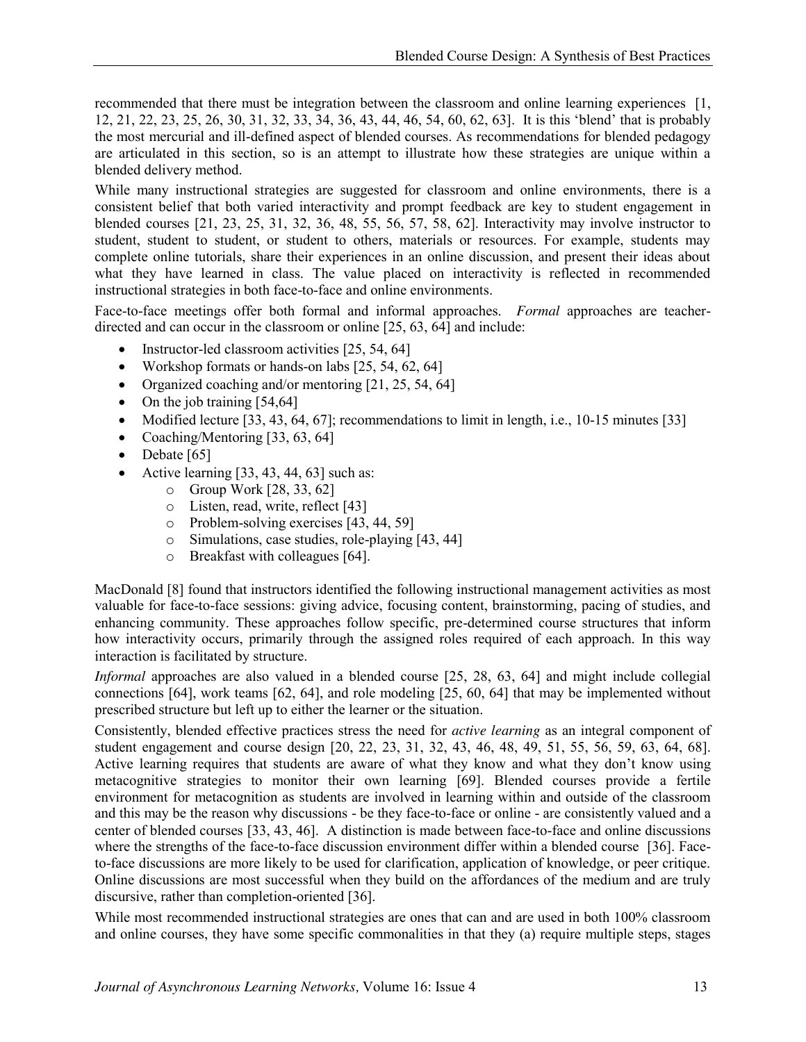recommended that there must be integration between the classroom and online learning experiences [1, 12, 21, 22, 23, 25, 26, 30, 31, 32, 33, 34, 36, 43, 44, 46, 54, 60, 62, 63]. It is this 'blend' that is probably the most mercurial and ill-defined aspect of blended courses. As recommendations for blended pedagogy are articulated in this section, so is an attempt to illustrate how these strategies are unique within a blended delivery method.

While many instructional strategies are suggested for classroom and online environments, there is a consistent belief that both varied interactivity and prompt feedback are key to student engagement in blended courses [21, 23, 25, 31, 32, 36, 48, 55, 56, 57, 58, 62]. Interactivity may involve instructor to student, student to student, or student to others, materials or resources. For example, students may complete online tutorials, share their experiences in an online discussion, and present their ideas about what they have learned in class. The value placed on interactivity is reflected in recommended instructional strategies in both face-to-face and online environments.

Face-to-face meetings offer both formal and informal approaches. *Formal* approaches are teacher-directed and can occur in the classroom or online [25, 63, 64] and include:

- Instructor-led classroom activities [25, 54, 64]
- Workshop formats or hands-on labs [25, 54, 62, 64]
- Organized coaching and/or mentoring [21, 25, 54, 64]
- On the job training [54,64]
- Modified lecture [33, 43, 64, 67]; recommendations to limit in length, i.e., 10-15 minutes [33]
- Coaching/Mentoring [33, 63, 64]
- Debate [65]
- Active learning [33, 43, 44, 63] such as:
  - Group Work [28, 33, 62]
  - Listen, read, write, reflect [43]
  - Problem-solving exercises [43, 44, 59]
  - Simulations, case studies, role-playing [43, 44]
  - Breakfast with colleagues [64].

MacDonald [8] found that instructors identified the following instructional management activities as most valuable for face-to-face sessions: giving advice, focusing content, brainstorming, pacing of studies, and enhancing community. These approaches follow specific, pre-determined course structures that inform how interactivity occurs, primarily through the assigned roles required of each approach. In this way interaction is facilitated by structure.

*Informal* approaches are also valued in a blended course [25, 28, 63, 64] and might include collegial connections [64], work teams [62, 64], and role modeling [25, 60, 64] that may be implemented without prescribed structure but left up to either the learner or the situation.

Consistently, blended effective practices stress the need for *active learning* as an integral component of student engagement and course design [20, 22, 23, 31, 32, 43, 46, 48, 49, 51, 55, 56, 59, 63, 64, 68]. Active learning requires that students are aware of what they know and what they don't know using metacognitive strategies to monitor their own learning [69]. Blended courses provide a fertile environment for metacognition as students are involved in learning within and outside of the classroom and this may be the reason why discussions - be they face-to-face or online - are consistently valued and a center of blended courses [33, 43, 46]. A distinction is made between face-to-face and online discussions where the strengths of the face-to-face discussion environment differ within a blended course [36]. Face-to-face discussions are more likely to be used for clarification, application of knowledge, or peer critique. Online discussions are most successful when they build on the affordances of the medium and are truly discursive, rather than completion-oriented [36].

While most recommended instructional strategies are ones that can and are used in both 100% classroom and online courses, they have some specific commonalities in that they (a) require multiple steps, stages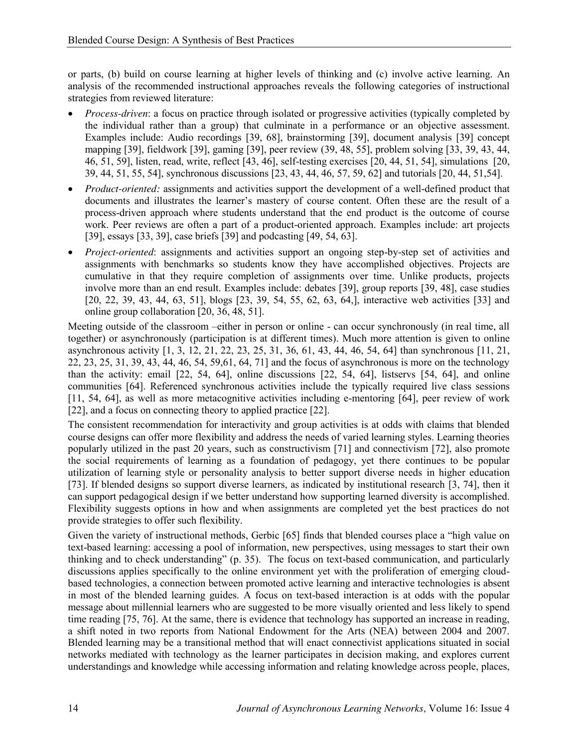or parts, (b) build on course learning at higher levels of thinking and (c) involve active learning. An analysis of the recommended instructional approaches reveals the following categories of instructional strategies from reviewed literature:

- *Process-driven*: a focus on practice through isolated or progressive activities (typically completed by the individual rather than a group) that culminate in a performance or an objective assessment. Examples include: Audio recordings [39, 68], brainstorming [39], document analysis [39] concept mapping [39], fieldwork [39], gaming [39], peer review (39, 48, 55], problem solving [33, 39, 43, 44, 46, 51, 59], listen, read, write, reflect [43, 46], self-testing exercises [20, 44, 51, 54], simulations [20, 39, 44, 51, 55, 54], synchronous discussions [23, 43, 44, 46, 57, 59, 62] and tutorials [20, 44, 51,54].
- *Product-oriented:* assignments and activities support the development of a well-defined product that documents and illustrates the learner's mastery of course content. Often these are the result of a process-driven approach where students understand that the end product is the outcome of course work. Peer reviews are often a part of a product-oriented approach. Examples include: art projects [39], essays [33, 39], case briefs [39] and podcasting [49, 54, 63].
- *Project-oriented*: assignments and activities support an ongoing step-by-step set of activities and assignments with benchmarks so students know they have accomplished objectives. Projects are cumulative in that they require completion of assignments over time. Unlike products, projects involve more than an end result. Examples include: debates [39], group reports [39, 48], case studies [20, 22, 39, 43, 44, 63, 51], blogs [23, 39, 54, 55, 62, 63, 64,], interactive web activities [33] and online group collaboration [20, 36, 48, 51].

Meeting outside of the classroom –either in person or online - can occur synchronously (in real time, all together) or asynchronously (participation is at different times). Much more attention is given to online asynchronous activity [1, 3, 12, 21, 22, 23, 25, 31, 36, 61, 43, 44, 46, 54, 64] than synchronous [11, 21, 22, 23, 25, 31, 39, 43, 44, 46, 54, 59,61, 64, 71] and the focus of asynchronous is more on the technology than the activity: email [22, 54, 64], online discussions [22, 54, 64], listservs [54, 64], and online communities [64]. Referenced synchronous activities include the typically required live class sessions [11, 54, 64], as well as more metacognitive activities including e-mentoring [64], peer review of work [22], and a focus on connecting theory to applied practice [22].

The consistent recommendation for interactivity and group activities is at odds with claims that blended course designs can offer more flexibility and address the needs of varied learning styles. Learning theories popularly utilized in the past 20 years, such as constructivism [71] and connectivism [72], also promote the social requirements of learning as a foundation of pedagogy, yet there continues to be popular utilization of learning style or personality analysis to better support diverse needs in higher education [73]. If blended designs so support diverse learners, as indicated by institutional research [3, 74], then it can support pedagogical design if we better understand how supporting learned diversity is accomplished. Flexibility suggests options in how and when assignments are completed yet the best practices do not provide strategies to offer such flexibility.

Given the variety of instructional methods, Gerbic [65] finds that blended courses place a "high value on text-based learning: accessing a pool of information, new perspectives, using messages to start their own thinking and to check understanding" (p. 35). The focus on text-based communication, and particularly discussions applies specifically to the online environment yet with the proliferation of emerging cloud-based technologies, a connection between promoted active learning and interactive technologies is absent in most of the blended learning guides. A focus on text-based interaction is at odds with the popular message about millennial learners who are suggested to be more visually oriented and less likely to spend time reading [75, 76]. At the same, there is evidence that technology has supported an increase in reading, a shift noted in two reports from National Endowment for the Arts (NEA) between 2004 and 2007. Blended learning may be a transitional method that will enact connectivist applications situated in social networks mediated with technology as the learner participates in decision making, and explores current understandings and knowledge while accessing information and relating knowledge across people, places,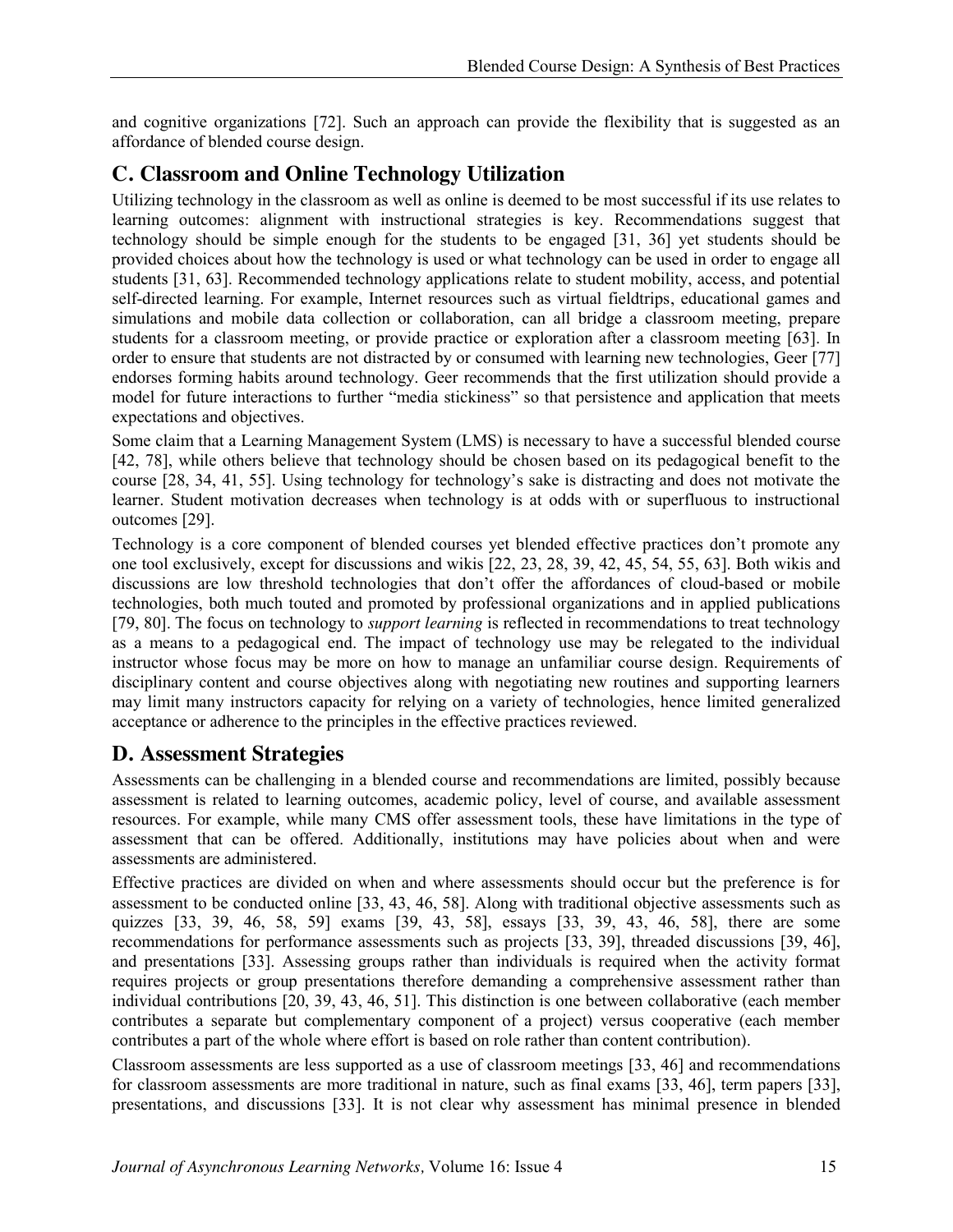and cognitive organizations [72]. Such an approach can provide the flexibility that is suggested as an affordance of blended course design.

## C. Classroom and Online Technology Utilization

Utilizing technology in the classroom as well as online is deemed to be most successful if its use relates to learning outcomes: alignment with instructional strategies is key. Recommendations suggest that technology should be simple enough for the students to be engaged [31, 36] yet students should be provided choices about how the technology is used or what technology can be used in order to engage all students [31, 63]. Recommended technology applications relate to student mobility, access, and potential self-directed learning. For example, Internet resources such as virtual fieldtrips, educational games and simulations and mobile data collection or collaboration, can all bridge a classroom meeting, prepare students for a classroom meeting, or provide practice or exploration after a classroom meeting [63]. In order to ensure that students are not distracted by or consumed with learning new technologies, Geer [77] endorses forming habits around technology. Geer recommends that the first utilization should provide a model for future interactions to further "media stickiness" so that persistence and application that meets expectations and objectives.

Some claim that a Learning Management System (LMS) is necessary to have a successful blended course [42, 78], while others believe that technology should be chosen based on its pedagogical benefit to the course [28, 34, 41, 55]. Using technology for technology's sake is distracting and does not motivate the learner. Student motivation decreases when technology is at odds with or superfluous to instructional outcomes [29].

Technology is a core component of blended courses yet blended effective practices don't promote any one tool exclusively, except for discussions and wikis [22, 23, 28, 39, 42, 45, 54, 55, 63]. Both wikis and discussions are low threshold technologies that don't offer the affordances of cloud-based or mobile technologies, both much touted and promoted by professional organizations and in applied publications [79, 80]. The focus on technology to *support learning* is reflected in recommendations to treat technology as a means to a pedagogical end. The impact of technology use may be relegated to the individual instructor whose focus may be more on how to manage an unfamiliar course design. Requirements of disciplinary content and course objectives along with negotiating new routines and supporting learners may limit many instructors capacity for relying on a variety of technologies, hence limited generalized acceptance or adherence to the principles in the effective practices reviewed.

## D. Assessment Strategies

Assessments can be challenging in a blended course and recommendations are limited, possibly because assessment is related to learning outcomes, academic policy, level of course, and available assessment resources. For example, while many CMS offer assessment tools, these have limitations in the type of assessment that can be offered. Additionally, institutions may have policies about when and were assessments are administered.

Effective practices are divided on when and where assessments should occur but the preference is for assessment to be conducted online [33, 43, 46, 58]. Along with traditional objective assessments such as quizzes [33, 39, 46, 58, 59] exams [39, 43, 58], essays [33, 39, 43, 46, 58], there are some recommendations for performance assessments such as projects [33, 39], threaded discussions [39, 46], and presentations [33]. Assessing groups rather than individuals is required when the activity format requires projects or group presentations therefore demanding a comprehensive assessment rather than individual contributions [20, 39, 43, 46, 51]. This distinction is one between collaborative (each member contributes a separate but complementary component of a project) versus cooperative (each member contributes a part of the whole where effort is based on role rather than content contribution).

Classroom assessments are less supported as a use of classroom meetings [33, 46] and recommendations for classroom assessments are more traditional in nature, such as final exams [33, 46], term papers [33], presentations, and discussions [33]. It is not clear why assessment has minimal presence in blended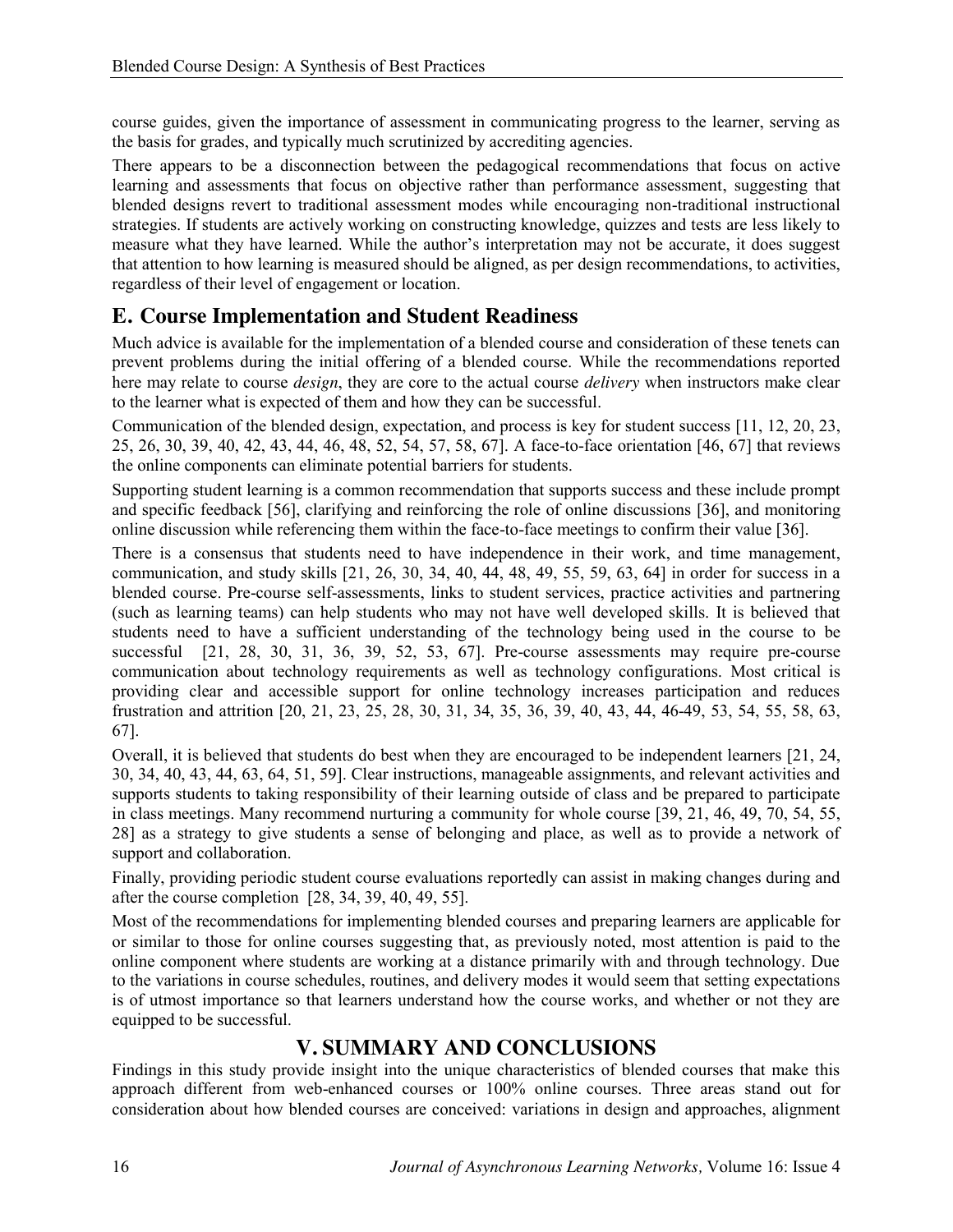course guides, given the importance of assessment in communicating progress to the learner, serving as the basis for grades, and typically much scrutinized by accrediting agencies.

There appears to be a disconnection between the pedagogical recommendations that focus on active learning and assessments that focus on objective rather than performance assessment, suggesting that blended designs revert to traditional assessment modes while encouraging non-traditional instructional strategies. If students are actively working on constructing knowledge, quizzes and tests are less likely to measure what they have learned. While the author's interpretation may not be accurate, it does suggest that attention to how learning is measured should be aligned, as per design recommendations, to activities, regardless of their level of engagement or location.

## E. Course Implementation and Student Readiness

Much advice is available for the implementation of a blended course and consideration of these tenets can prevent problems during the initial offering of a blended course. While the recommendations reported here may relate to course *design*, they are core to the actual course *delivery* when instructors make clear to the learner what is expected of them and how they can be successful.

Communication of the blended design, expectation, and process is key for student success [11, 12, 20, 23, 25, 26, 30, 39, 40, 42, 43, 44, 46, 48, 52, 54, 57, 58, 67]. A face-to-face orientation [46, 67] that reviews the online components can eliminate potential barriers for students.

Supporting student learning is a common recommendation that supports success and these include prompt and specific feedback [56], clarifying and reinforcing the role of online discussions [36], and monitoring online discussion while referencing them within the face-to-face meetings to confirm their value [36].

There is a consensus that students need to have independence in their work, and time management, communication, and study skills [21, 26, 30, 34, 40, 44, 48, 49, 55, 59, 63, 64] in order for success in a blended course. Pre-course self-assessments, links to student services, practice activities and partnering (such as learning teams) can help students who may not have well developed skills. It is believed that students need to have a sufficient understanding of the technology being used in the course to be successful [21, 28, 30, 31, 36, 39, 52, 53, 67]. Pre-course assessments may require pre-course communication about technology requirements as well as technology configurations. Most critical is providing clear and accessible support for online technology increases participation and reduces frustration and attrition [20, 21, 23, 25, 28, 30, 31, 34, 35, 36, 39, 40, 43, 44, 46-49, 53, 54, 55, 58, 63, 67].

Overall, it is believed that students do best when they are encouraged to be independent learners [21, 24, 30, 34, 40, 43, 44, 63, 64, 51, 59]. Clear instructions, manageable assignments, and relevant activities and supports students to taking responsibility of their learning outside of class and be prepared to participate in class meetings. Many recommend nurturing a community for whole course [39, 21, 46, 49, 70, 54, 55, 28] as a strategy to give students a sense of belonging and place, as well as to provide a network of support and collaboration.

Finally, providing periodic student course evaluations reportedly can assist in making changes during and after the course completion [28, 34, 39, 40, 49, 55].

Most of the recommendations for implementing blended courses and preparing learners are applicable for or similar to those for online courses suggesting that, as previously noted, most attention is paid to the online component where students are working at a distance primarily with and through technology. Due to the variations in course schedules, routines, and delivery modes it would seem that setting expectations is of utmost importance so that learners understand how the course works, and whether or not they are equipped to be successful.

# V. SUMMARY AND CONCLUSIONS

Findings in this study provide insight into the unique characteristics of blended courses that make this approach different from web-enhanced courses or 100% online courses. Three areas stand out for consideration about how blended courses are conceived: variations in design and approaches, alignment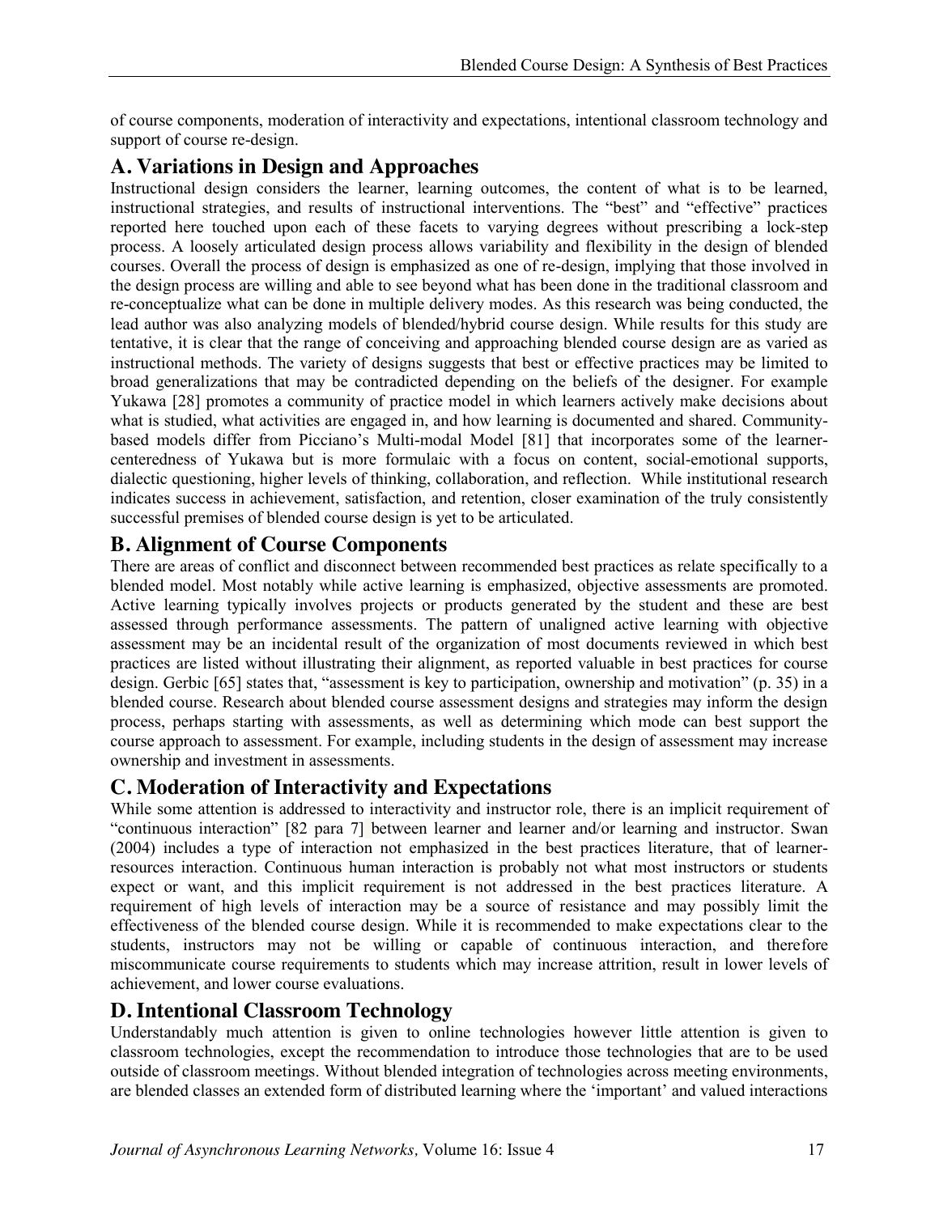of course components, moderation of interactivity and expectations, intentional classroom technology and support of course re-design.

## A. Variations in Design and Approaches

Instructional design considers the learner, learning outcomes, the content of what is to be learned, instructional strategies, and results of instructional interventions. The "best" and "effective" practices reported here touched upon each of these facets to varying degrees without prescribing a lock-step process. A loosely articulated design process allows variability and flexibility in the design of blended courses. Overall the process of design is emphasized as one of re-design, implying that those involved in the design process are willing and able to see beyond what has been done in the traditional classroom and re-conceptualize what can be done in multiple delivery modes. As this research was being conducted, the lead author was also analyzing models of blended/hybrid course design. While results for this study are tentative, it is clear that the range of conceiving and approaching blended course design are as varied as instructional methods. The variety of designs suggests that best or effective practices may be limited to broad generalizations that may be contradicted depending on the beliefs of the designer. For example Yukawa [28] promotes a community of practice model in which learners actively make decisions about what is studied, what activities are engaged in, and how learning is documented and shared. Community-based models differ from Picciano's Multi-modal Model [81] that incorporates some of the learner-centeredness of Yukawa but is more formulaic with a focus on content, social-emotional supports, dialectic questioning, higher levels of thinking, collaboration, and reflection. While institutional research indicates success in achievement, satisfaction, and retention, closer examination of the truly consistently successful premises of blended course design is yet to be articulated.

## B. Alignment of Course Components

There are areas of conflict and disconnect between recommended best practices as relate specifically to a blended model. Most notably while active learning is emphasized, objective assessments are promoted. Active learning typically involves projects or products generated by the student and these are best assessed through performance assessments. The pattern of unaligned active learning with objective assessment may be an incidental result of the organization of most documents reviewed in which best practices are listed without illustrating their alignment, as reported valuable in best practices for course design. Gerbic [65] states that, "assessment is key to participation, ownership and motivation" (p. 35) in a blended course. Research about blended course assessment designs and strategies may inform the design process, perhaps starting with assessments, as well as determining which mode can best support the course approach to assessment. For example, including students in the design of assessment may increase ownership and investment in assessments.

## C. Moderation of Interactivity and Expectations

While some attention is addressed to interactivity and instructor role, there is an implicit requirement of "continuous interaction" [82 para 7] between learner and learner and/or learning and instructor. Swan (2004) includes a type of interaction not emphasized in the best practices literature, that of learner-resources interaction. Continuous human interaction is probably not what most instructors or students expect or want, and this implicit requirement is not addressed in the best practices literature. A requirement of high levels of interaction may be a source of resistance and may possibly limit the effectiveness of the blended course design. While it is recommended to make expectations clear to the students, instructors may not be willing or capable of continuous interaction, and therefore miscommunicate course requirements to students which may increase attrition, result in lower levels of achievement, and lower course evaluations.

## D. Intentional Classroom Technology

Understandably much attention is given to online technologies however little attention is given to classroom technologies, except the recommendation to introduce those technologies that are to be used outside of classroom meetings. Without blended integration of technologies across meeting environments, are blended classes an extended form of distributed learning where the 'important' and valued interactions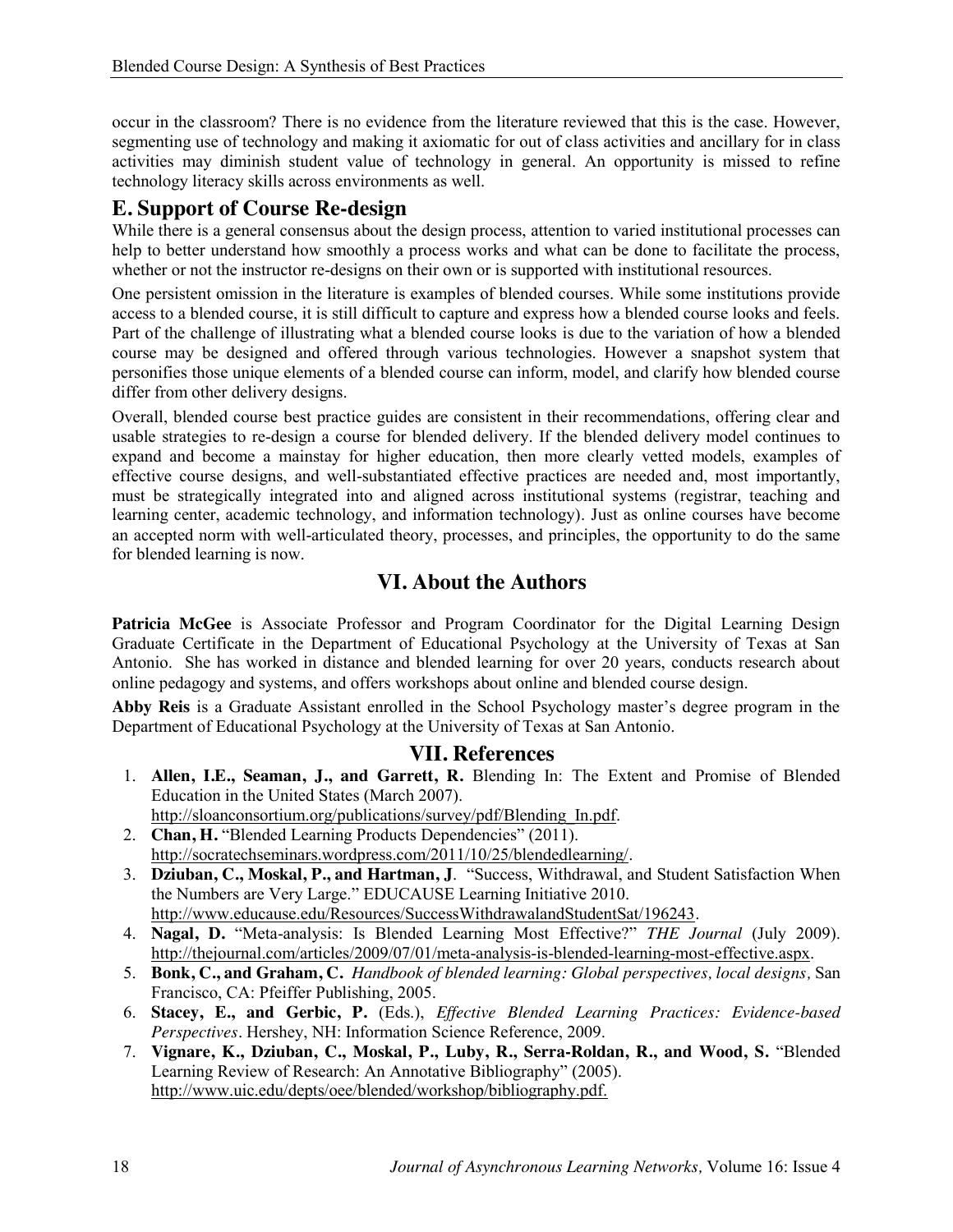occur in the classroom? There is no evidence from the literature reviewed that this is the case. However, segmenting use of technology and making it axiomatic for out of class activities and ancillary for in class activities may diminish student value of technology in general. An opportunity is missed to refine technology literacy skills across environments as well.

## E. Support of Course Re-design

While there is a general consensus about the design process, attention to varied institutional processes can help to better understand how smoothly a process works and what can be done to facilitate the process, whether or not the instructor re-designs on their own or is supported with institutional resources.

One persistent omission in the literature is examples of blended courses. While some institutions provide access to a blended course, it is still difficult to capture and express how a blended course looks and feels. Part of the challenge of illustrating what a blended course looks is due to the variation of how a blended course may be designed and offered through various technologies. However a snapshot system that personifies those unique elements of a blended course can inform, model, and clarify how blended course differ from other delivery designs.

Overall, blended course best practice guides are consistent in their recommendations, offering clear and usable strategies to re-design a course for blended delivery. If the blended delivery model continues to expand and become a mainstay for higher education, then more clearly vetted models, examples of effective course designs, and well-substantiated effective practices are needed and, most importantly, must be strategically integrated into and aligned across institutional systems (registrar, teaching and learning center, academic technology, and information technology). Just as online courses have become an accepted norm with well-articulated theory, processes, and principles, the opportunity to do the same for blended learning is now.

# VI. About the Authors

**Patricia McGee** is Associate Professor and Program Coordinator for the Digital Learning Design Graduate Certificate in the Department of Educational Psychology at the University of Texas at San Antonio. She has worked in distance and blended learning for over 20 years, conducts research about online pedagogy and systems, and offers workshops about online and blended course design.

**Abby Reis** is a Graduate Assistant enrolled in the School Psychology master's degree program in the Department of Educational Psychology at the University of Texas at San Antonio.

# VII. References

1. **Allen, I.E., Seaman, J., and Garrett, R.** Blending In: The Extent and Promise of Blended Education in the United States (March 2007). http://sloanconsortium.org/publications/survey/pdf/Blending_In.pdf.
2. **Chan, H.** "Blended Learning Products Dependencies" (2011). http://socratechseminars.wordpress.com/2011/10/25/blendedlearning/.
3. **Dziuban, C., Moskal, P., and Hartman, J**. "Success, Withdrawal, and Student Satisfaction When the Numbers are Very Large." EDUCAUSE Learning Initiative 2010. http://www.educause.edu/Resources/SuccessWithdrawalandStudentSat/196243.
4. **Nagal, D.** "Meta-analysis: Is Blended Learning Most Effective?" *THE Journal* (July 2009). http://thejournal.com/articles/2009/07/01/meta-analysis-is-blended-learning-most-effective.aspx.
5. **Bonk, C., and Graham, C.** *Handbook of blended learning: Global perspectives, local designs,* San Francisco, CA: Pfeiffer Publishing, 2005.
6. **Stacey, E., and Gerbic, P.** (Eds.), *Effective Blended Learning Practices: Evidence-based Perspectives*. Hershey, NH: Information Science Reference, 2009.
7. **Vignare, K., Dziuban, C., Moskal, P., Luby, R., Serra-Roldan, R., and Wood, S.** "Blended Learning Review of Research: An Annotative Bibliography" (2005). http://www.uic.edu/depts/oee/blended/workshop/bibliography.pdf.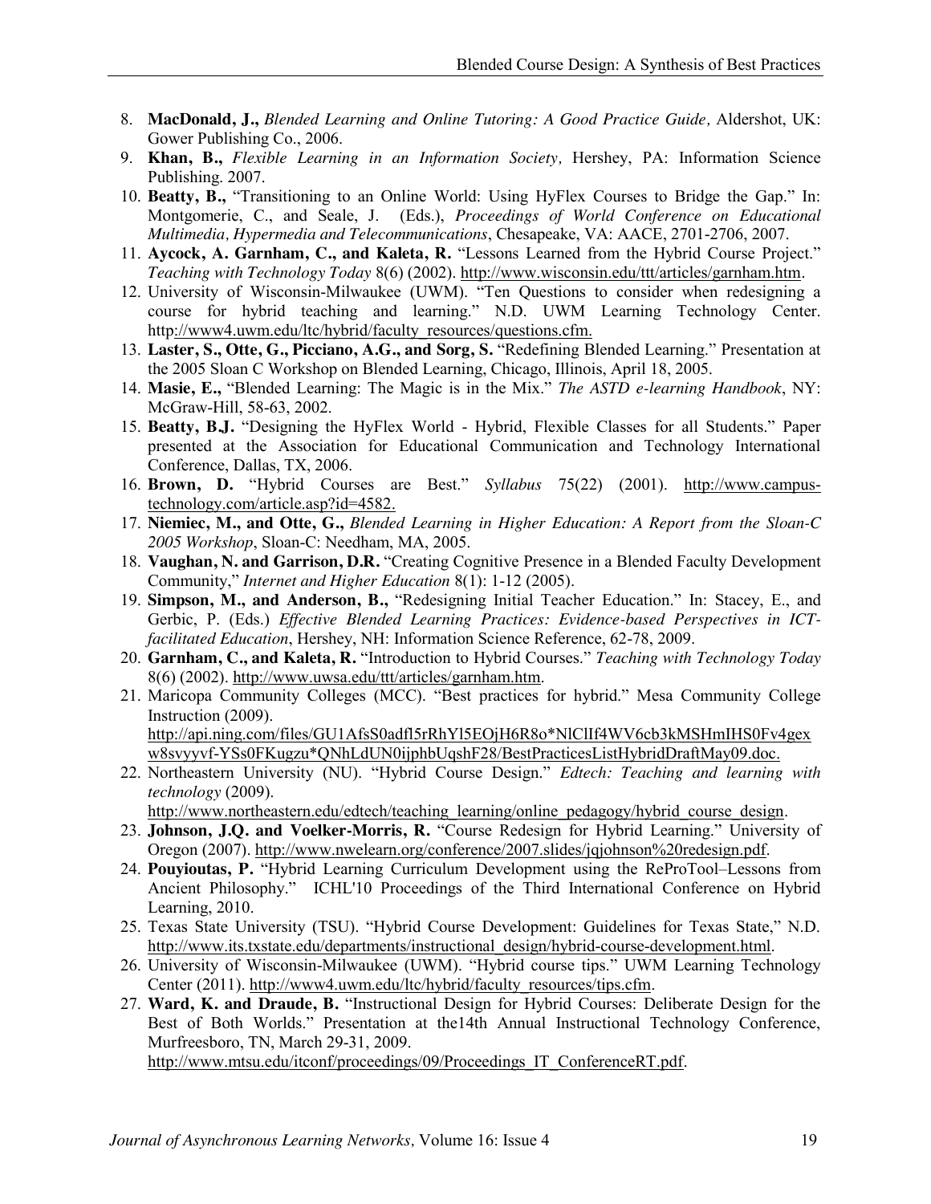8. **MacDonald, J.,** *Blended Learning and Online Tutoring: A Good Practice Guide,* Aldershot, UK: Gower Publishing Co., 2006.
9. **Khan, B.,** *Flexible Learning in an Information Society,* Hershey, PA: Information Science Publishing. 2007.
10. **Beatty, B.,** "Transitioning to an Online World: Using HyFlex Courses to Bridge the Gap." In: Montgomerie, C., and Seale, J. (Eds.), *Proceedings of World Conference on Educational Multimedia, Hypermedia and Telecommunications*, Chesapeake, VA: AACE, 2701-2706, 2007.
11. **Aycock, A. Garnham, C., and Kaleta, R.** "Lessons Learned from the Hybrid Course Project." *Teaching with Technology Today* 8(6) (2002). http://www.wisconsin.edu/ttt/articles/garnham.htm.
12. University of Wisconsin-Milwaukee (UWM). "Ten Questions to consider when redesigning a course for hybrid teaching and learning." N.D. UWM Learning Technology Center. http://www4.uwm.edu/ltc/hybrid/faculty_resources/questions.cfm.
13. **Laster, S., Otte, G., Picciano, A.G., and Sorg, S.** "Redefining Blended Learning." Presentation at the 2005 Sloan C Workshop on Blended Learning, Chicago, Illinois, April 18, 2005.
14. **Masie, E.,** "Blended Learning: The Magic is in the Mix." *The ASTD e-learning Handbook*, NY: McGraw-Hill, 58-63, 2002.
15. **Beatty, B.J.** "Designing the HyFlex World - Hybrid, Flexible Classes for all Students." Paper presented at the Association for Educational Communication and Technology International Conference, Dallas, TX, 2006.
16. **Brown, D.** "Hybrid Courses are Best." *Syllabus* 75(22) (2001). http://www.campus-technology.com/article.asp?id=4582.
17. **Niemiec, M., and Otte, G.,** *Blended Learning in Higher Education: A Report from the Sloan-C 2005 Workshop*, Sloan-C: Needham, MA, 2005.
18. **Vaughan, N. and Garrison, D.R.** "Creating Cognitive Presence in a Blended Faculty Development Community," *Internet and Higher Education* 8(1): 1-12 (2005).
19. **Simpson, M., and Anderson, B.,** "Redesigning Initial Teacher Education." In: Stacey, E., and Gerbic, P. (Eds.) *Effective Blended Learning Practices: Evidence-based Perspectives in ICT-facilitated Education*, Hershey, NH: Information Science Reference, 62-78, 2009.
20. **Garnham, C., and Kaleta, R.** "Introduction to Hybrid Courses." *Teaching with Technology Today* 8(6) (2002). http://www.uwsa.edu/ttt/articles/garnham.htm.
21. Maricopa Community Colleges (MCC). "Best practices for hybrid." Mesa Community College Instruction (2009). http://api.ning.com/files/GU1AfsS0adfl5rRhYl5EOjH6R8o*NlClIf4WV6cb3kMSHmIHS0Fv4gexw8svyyvf-YSs0FKugzu*QNhLdUN0ijphbUqshF28/BestPracticesListHybridDraftMay09.doc.
22. Northeastern University (NU). "Hybrid Course Design." *Edtech: Teaching and learning with technology* (2009). http://www.northeastern.edu/edtech/teaching_learning/online_pedagogy/hybrid_course_design.
23. **Johnson, J.Q. and Voelker-Morris, R.** "Course Redesign for Hybrid Learning." University of Oregon (2007). http://www.nwelearn.org/conference/2007.slides/jqjohnson%20redesign.pdf.
24. **Pouyioutas, P.** "Hybrid Learning Curriculum Development using the ReProTool–Lessons from Ancient Philosophy." ICHL'10 Proceedings of the Third International Conference on Hybrid Learning, 2010.
25. Texas State University (TSU). "Hybrid Course Development: Guidelines for Texas State," N.D. http://www.its.txstate.edu/departments/instructional_design/hybrid-course-development.html.
26. University of Wisconsin-Milwaukee (UWM). "Hybrid course tips." UWM Learning Technology Center (2011). http://www4.uwm.edu/ltc/hybrid/faculty_resources/tips.cfm.
27. **Ward, K. and Draude, B.** "Instructional Design for Hybrid Courses: Deliberate Design for the Best of Both Worlds." Presentation at the14th Annual Instructional Technology Conference, Murfreesboro, TN, March 29-31, 2009. http://www.mtsu.edu/itconf/proceedings/09/Proceedings_IT_ConferenceRT.pdf.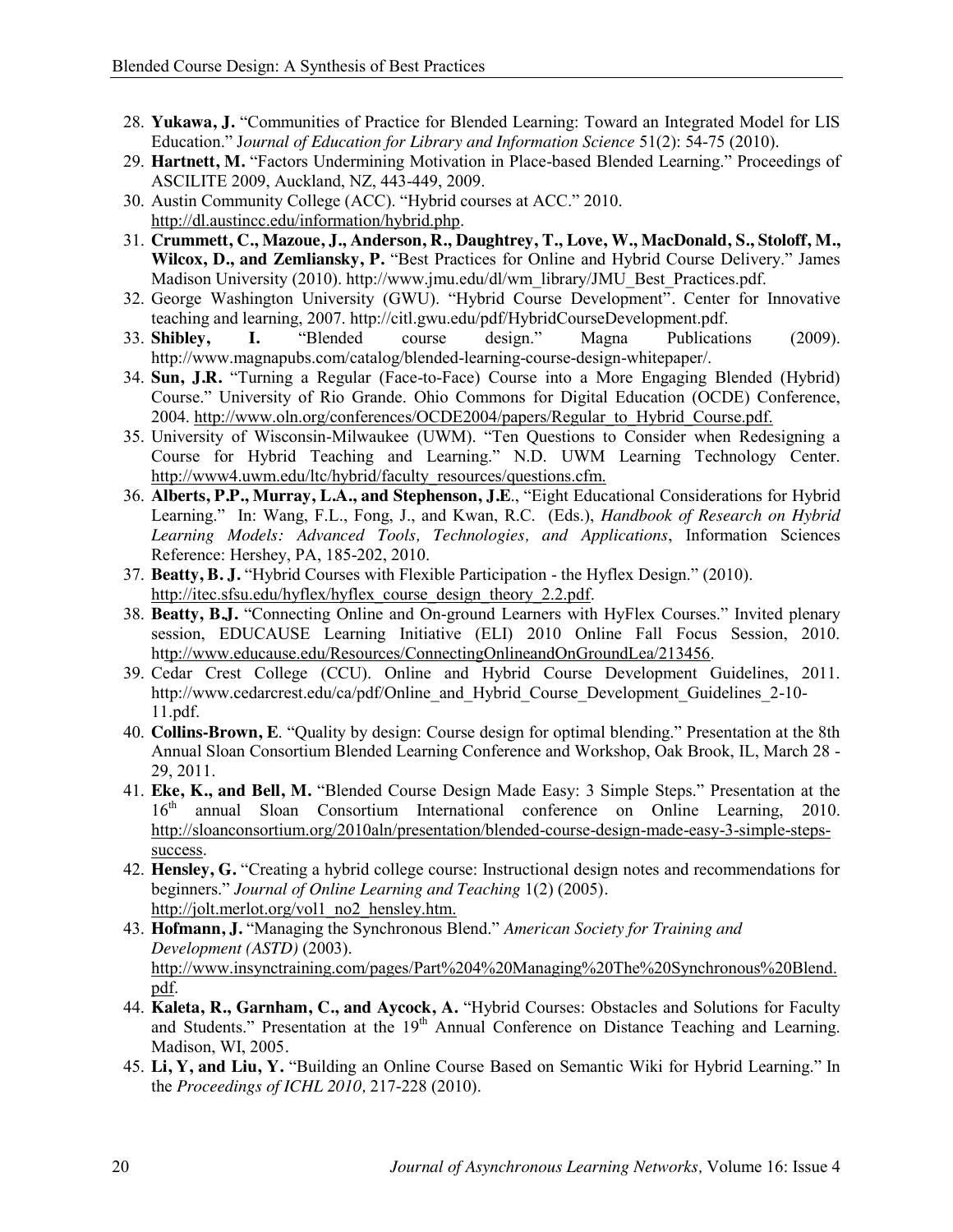28. **Yukawa, J.** "Communities of Practice for Blended Learning: Toward an Integrated Model for LIS Education." J*ournal of Education for Library and Information Science* 51(2): 54-75 (2010).
29. **Hartnett, M.** "Factors Undermining Motivation in Place-based Blended Learning." Proceedings of ASCILITE 2009, Auckland, NZ, 443-449, 2009.
30. Austin Community College (ACC). "Hybrid courses at ACC." 2010. http://dl.austincc.edu/information/hybrid.php.
31. **Crummett, C., Mazoue, J., Anderson, R., Daughtrey, T., Love, W., MacDonald, S., Stoloff, M., Wilcox, D., and Zemliansky, P.** "Best Practices for Online and Hybrid Course Delivery." James Madison University (2010). http://www.jmu.edu/dl/wm_library/JMU_Best_Practices.pdf.
32. George Washington University (GWU). "Hybrid Course Development". Center for Innovative teaching and learning, 2007. http://citl.gwu.edu/pdf/HybridCourseDevelopment.pdf.
33. **Shibley, I.** "Blended course design." Magna Publications (2009). http://www.magnapubs.com/catalog/blended-learning-course-design-whitepaper/.
34. **Sun, J.R.** "Turning a Regular (Face-to-Face) Course into a More Engaging Blended (Hybrid) Course." University of Rio Grande. Ohio Commons for Digital Education (OCDE) Conference, 2004. http://www.oln.org/conferences/OCDE2004/papers/Regular_to_Hybrid_Course.pdf.
35. University of Wisconsin-Milwaukee (UWM). "Ten Questions to Consider when Redesigning a Course for Hybrid Teaching and Learning." N.D. UWM Learning Technology Center. http://www4.uwm.edu/ltc/hybrid/faculty_resources/questions.cfm.
36. **Alberts, P.P., Murray, L.A., and Stephenson, J.E**., "Eight Educational Considerations for Hybrid Learning." In: Wang, F.L., Fong, J., and Kwan, R.C. (Eds.), *Handbook of Research on Hybrid Learning Models: Advanced Tools, Technologies, and Applications*, Information Sciences Reference: Hershey, PA, 185-202, 2010.
37. **Beatty, B. J.** "Hybrid Courses with Flexible Participation - the Hyflex Design." (2010). http://itec.sfsu.edu/hyflex/hyflex_course_design_theory_2.2.pdf.
38. **Beatty, B.J.** "Connecting Online and On-ground Learners with HyFlex Courses." Invited plenary session, EDUCAUSE Learning Initiative (ELI) 2010 Online Fall Focus Session, 2010. http://www.educause.edu/Resources/ConnectingOnlineandOnGroundLea/213456.
39. Cedar Crest College (CCU). Online and Hybrid Course Development Guidelines, 2011. http://www.cedarcrest.edu/ca/pdf/Online_and_Hybrid_Course_Development_Guidelines_2-10-11.pdf.
40. **Collins-Brown, E**. "Quality by design: Course design for optimal blending." Presentation at the 8th Annual Sloan Consortium Blended Learning Conference and Workshop, Oak Brook, IL, March 28 - 29, 2011.
41. **Eke, K., and Bell, M.** "Blended Course Design Made Easy: 3 Simple Steps." Presentation at the 16th annual Sloan Consortium International conference on Online Learning, 2010. http://sloanconsortium.org/2010aln/presentation/blended-course-design-made-easy-3-simple-steps-success.
42. **Hensley, G.** "Creating a hybrid college course: Instructional design notes and recommendations for beginners." *Journal of Online Learning and Teaching* 1(2) (2005). http://jolt.merlot.org/vol1_no2_hensley.htm.
43. **Hofmann, J.** "Managing the Synchronous Blend." *American Society for Training and Development (ASTD)* (2003). http://www.insynctraining.com/pages/Part%204%20Managing%20The%20Synchronous%20Blend.pdf.
44. **Kaleta, R., Garnham, C., and Aycock, A.** "Hybrid Courses: Obstacles and Solutions for Faculty and Students." Presentation at the 19th Annual Conference on Distance Teaching and Learning. Madison, WI, 2005.
45. **Li, Y, and Liu, Y.** "Building an Online Course Based on Semantic Wiki for Hybrid Learning." In the *Proceedings of ICHL 2010,* 217-228 (2010).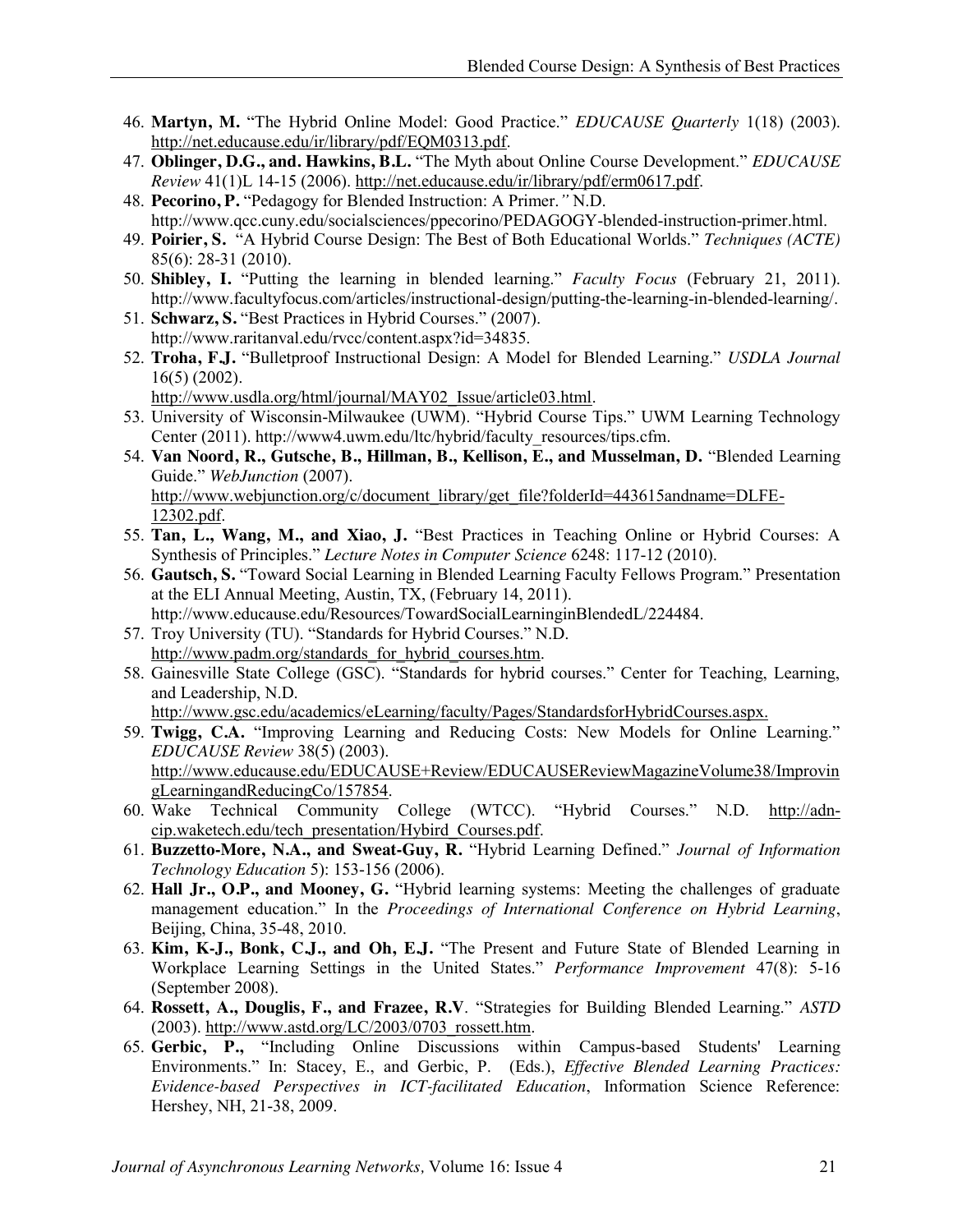46. **Martyn, M.** "The Hybrid Online Model: Good Practice." *EDUCAUSE Quarterly* 1(18) (2003). http://net.educause.edu/ir/library/pdf/EQM0313.pdf.
47. **Oblinger, D.G., and. Hawkins, B.L.** "The Myth about Online Course Development." *EDUCAUSE Review* 41(1)L 14-15 (2006). http://net.educause.edu/ir/library/pdf/erm0617.pdf.
48. **Pecorino, P.** "Pedagogy for Blended Instruction: A Primer.*"* N.D. http://www.qcc.cuny.edu/socialsciences/ppecorino/PEDAGOGY-blended-instruction-primer.html.
49. **Poirier, S.** "A Hybrid Course Design: The Best of Both Educational Worlds." *Techniques (ACTE)* 85(6): 28-31 (2010).
50. **Shibley, I.** "Putting the learning in blended learning." *Faculty Focus* (February 21, 2011). http://www.facultyfocus.com/articles/instructional-design/putting-the-learning-in-blended-learning/.
51. **Schwarz, S.** "Best Practices in Hybrid Courses." (2007). http://www.raritanval.edu/rvcc/content.aspx?id=34835.
52. **Troha, F.J.** "Bulletproof Instructional Design: A Model for Blended Learning." *USDLA Journal* 16(5) (2002). http://www.usdla.org/html/journal/MAY02_Issue/article03.html.
53. University of Wisconsin-Milwaukee (UWM). "Hybrid Course Tips." UWM Learning Technology Center (2011). http://www4.uwm.edu/ltc/hybrid/faculty_resources/tips.cfm.
54. **Van Noord, R., Gutsche, B., Hillman, B., Kellison, E., and Musselman, D.** "Blended Learning Guide." *WebJunction* (2007). http://www.webjunction.org/c/document_library/get_file?folderId=443615andname=DLFE-12302.pdf.
55. **Tan, L., Wang, M., and Xiao, J.** "Best Practices in Teaching Online or Hybrid Courses: A Synthesis of Principles." *Lecture Notes in Computer Science* 6248: 117-12 (2010).
56. **Gautsch, S.** "Toward Social Learning in Blended Learning Faculty Fellows Program." Presentation at the ELI Annual Meeting, Austin, TX, (February 14, 2011). http://www.educause.edu/Resources/TowardSocialLearninginBlendedL/224484.
57. Troy University (TU). "Standards for Hybrid Courses." N.D. http://www.padm.org/standards_for_hybrid_courses.htm.
58. Gainesville State College (GSC). "Standards for hybrid courses." Center for Teaching, Learning, and Leadership, N.D. http://www.gsc.edu/academics/eLearning/faculty/Pages/StandardsforHybridCourses.aspx.
59. **Twigg, C.A.** "Improving Learning and Reducing Costs: New Models for Online Learning." *EDUCAUSE Review* 38(5) (2003). http://www.educause.edu/EDUCAUSE+Review/EDUCAUSEReviewMagazineVolume38/ImprovingLearningandReducingCo/157854.
60. Wake Technical Community College (WTCC). "Hybrid Courses." N.D. http://adn-cip.waketech.edu/tech_presentation/Hybird_Courses.pdf.
61. **Buzzetto-More, N.A., and Sweat-Guy, R.** "Hybrid Learning Defined." *Journal of Information Technology Education* 5): 153-156 (2006).
62. **Hall Jr., O.P., and Mooney, G.** "Hybrid learning systems: Meeting the challenges of graduate management education." In the *Proceedings of International Conference on Hybrid Learning*, Beijing, China, 35-48, 2010.
63. **Kim, K-J., Bonk, C.J., and Oh, E.J.** "The Present and Future State of Blended Learning in Workplace Learning Settings in the United States." *Performance Improvement* 47(8): 5-16 (September 2008).
64. **Rossett, A., Douglis, F., and Frazee, R.V**. "Strategies for Building Blended Learning." *ASTD* (2003). http://www.astd.org/LC/2003/0703_rossett.htm.
65. **Gerbic, P.,** "Including Online Discussions within Campus-based Students' Learning Environments." In: Stacey, E., and Gerbic, P. (Eds.), *Effective Blended Learning Practices: Evidence-based Perspectives in ICT-facilitated Education*, Information Science Reference: Hershey, NH, 21-38, 2009.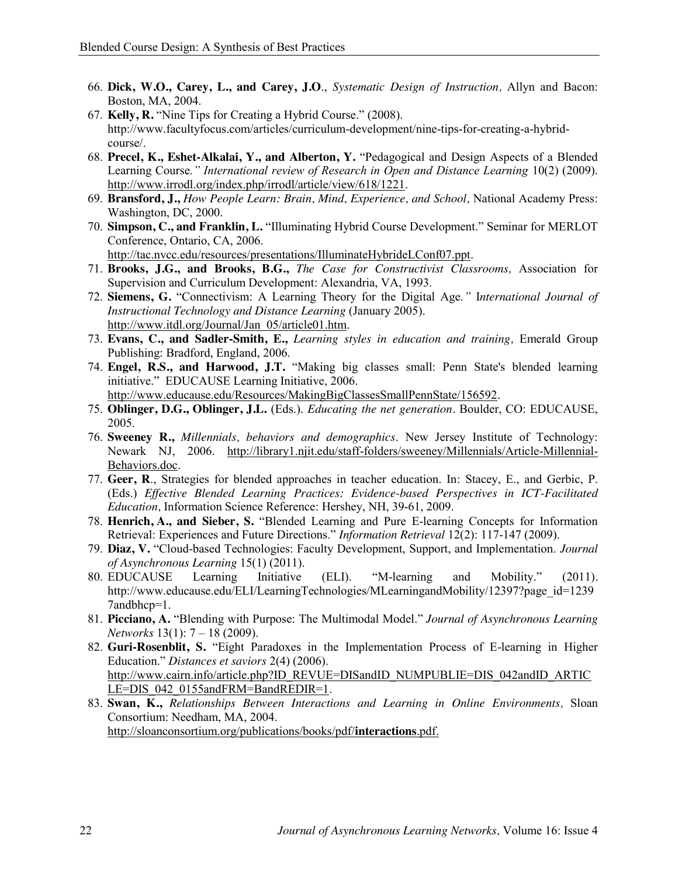66. **Dick, W.O., Carey, L., and Carey, J.O**., *Systematic Design of Instruction,* Allyn and Bacon: Boston, MA, 2004.
67. **Kelly, R.** "Nine Tips for Creating a Hybrid Course." (2008). http://www.facultyfocus.com/articles/curriculum-development/nine-tips-for-creating-a-hybrid-course/.
68. **Precel, K., Eshet-Alkalai, Y., and Alberton, Y.** "Pedagogical and Design Aspects of a Blended Learning Course*." International review of Research in Open and Distance Learning* 10(2) (2009). http://www.irrodl.org/index.php/irrodl/article/view/618/1221.
69. **Bransford, J.,** *How People Learn: Brain, Mind, Experience, and School,* National Academy Press: Washington, DC, 2000.
70. **Simpson, C., and Franklin, L.** "Illuminating Hybrid Course Development." Seminar for MERLOT Conference, Ontario, CA, 2006. http://tac.nvcc.edu/resources/presentations/IlluminateHybrideLConf07.ppt.
71. **Brooks, J.G., and Brooks, B.G.,** *The Case for Constructivist Classrooms,* Association for Supervision and Curriculum Development: Alexandria, VA, 1993.
72. **Siemens, G.** "Connectivism: A Learning Theory for the Digital Age*." International Journal of Instructional Technology and Distance Learning* (January 2005). http://www.itdl.org/Journal/Jan_05/article01.htm.
73. **Evans, C., and Sadler-Smith, E.,** *Learning styles in education and training,* Emerald Group Publishing: Bradford, England, 2006.
74. **Engel, R.S., and Harwood, J.T.** "Making big classes small: Penn State's blended learning initiative." EDUCAUSE Learning Initiative, 2006. http://www.educause.edu/Resources/MakingBigClassesSmallPennState/156592.
75. **Oblinger, D.G., Oblinger, J.L.** (Eds.). *Educating the net generation*. Boulder, CO: EDUCAUSE, 2005.
76. **Sweeney R.,** *Millennials, behaviors and demographics*. New Jersey Institute of Technology: Newark NJ, 2006. http://library1.njit.edu/staff-folders/sweeney/Millennials/Article-Millennial-Behaviors.doc.
77. **Geer, R**., Strategies for blended approaches in teacher education. In: Stacey, E., and Gerbic, P. (Eds.) *Effective Blended Learning Practices: Evidence-based Perspectives in ICT-Facilitated Education,* Information Science Reference: Hershey, NH, 39-61, 2009.
78. **Henrich, A., and Sieber, S.** "Blended Learning and Pure E-learning Concepts for Information Retrieval: Experiences and Future Directions." *Information Retrieval* 12(2): 117-147 (2009).
79. **Diaz, V.** "Cloud-based Technologies: Faculty Development, Support, and Implementation. *Journal of Asynchronous Learning* 15(1) (2011).
80. EDUCAUSE Learning Initiative (ELI). "M-learning and Mobility." (2011). http://www.educause.edu/ELI/LearningTechnologies/MLearningandMobility/12397?page_id=12397andbhcp=1.
81. **Picciano, A.** "Blending with Purpose: The Multimodal Model." *Journal of Asynchronous Learning Networks* 13(1): 7 – 18 (2009).
82. **Guri-Rosenblit, S.** "Eight Paradoxes in the Implementation Process of E-learning in Higher Education." *Distances et saviors* 2(4) (2006). http://www.cairn.info/article.php?ID_REVUE=DISandID_NUMPUBLIE=DIS_042andID_ARTICLE=DIS_042_0155andFRM=BandREDIR=1.
83. **Swan, K.,** *Relationships Between Interactions and Learning in Online Environments,* Sloan Consortium: Needham, MA, 2004. http://sloanconsortium.org/publications/books/pdf/**interactions**.pdf.